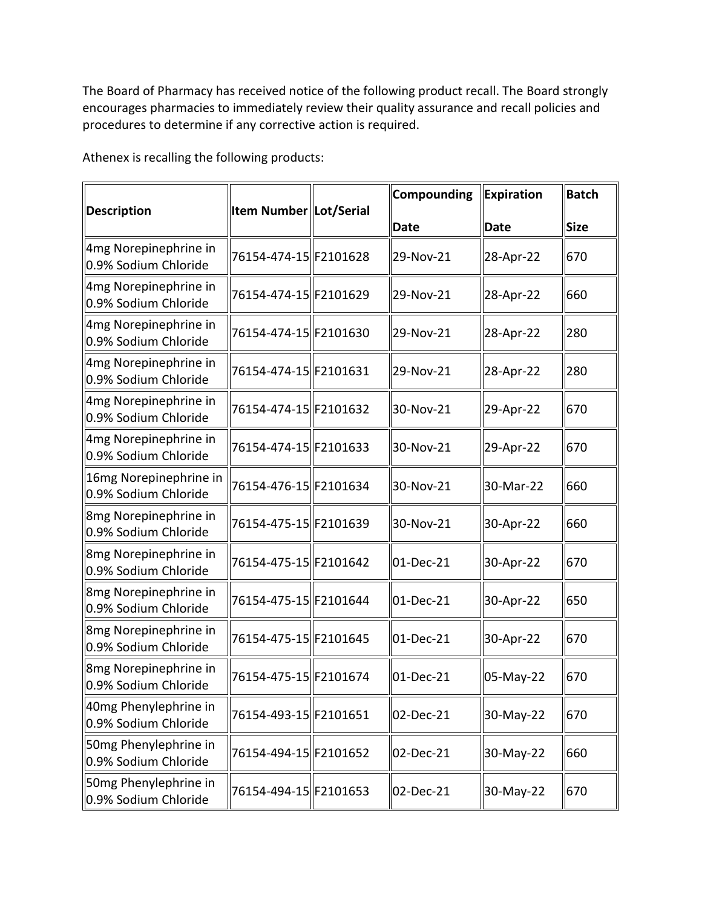The Board of Pharmacy has received notice of the following product recall. The Board strongly encourages pharmacies to immediately review their quality assurance and recall policies and procedures to determine if any corrective action is required.

Athenex is recalling the following products:

| Description | Item Number | Lot/Serial | Compounding Date | Expiration Date | Batch Size |
|---|---|---|---|---|---|
| 4mg Norepinephrine in 0.9% Sodium Chloride | 76154-474-15 | F2101628 | 29-Nov-21 | 28-Apr-22 | 670 |
| 4mg Norepinephrine in 0.9% Sodium Chloride | 76154-474-15 | F2101629 | 29-Nov-21 | 28-Apr-22 | 660 |
| 4mg Norepinephrine in 0.9% Sodium Chloride | 76154-474-15 | F2101630 | 29-Nov-21 | 28-Apr-22 | 280 |
| 4mg Norepinephrine in 0.9% Sodium Chloride | 76154-474-15 | F2101631 | 29-Nov-21 | 28-Apr-22 | 280 |
| 4mg Norepinephrine in 0.9% Sodium Chloride | 76154-474-15 | F2101632 | 30-Nov-21 | 29-Apr-22 | 670 |
| 4mg Norepinephrine in 0.9% Sodium Chloride | 76154-474-15 | F2101633 | 30-Nov-21 | 29-Apr-22 | 670 |
| 16mg Norepinephrine in 0.9% Sodium Chloride | 76154-476-15 | F2101634 | 30-Nov-21 | 30-Mar-22 | 660 |
| 8mg Norepinephrine in 0.9% Sodium Chloride | 76154-475-15 | F2101639 | 30-Nov-21 | 30-Apr-22 | 660 |
| 8mg Norepinephrine in 0.9% Sodium Chloride | 76154-475-15 | F2101642 | 01-Dec-21 | 30-Apr-22 | 670 |
| 8mg Norepinephrine in 0.9% Sodium Chloride | 76154-475-15 | F2101644 | 01-Dec-21 | 30-Apr-22 | 650 |
| 8mg Norepinephrine in 0.9% Sodium Chloride | 76154-475-15 | F2101645 | 01-Dec-21 | 30-Apr-22 | 670 |
| 8mg Norepinephrine in 0.9% Sodium Chloride | 76154-475-15 | F2101674 | 01-Dec-21 | 05-May-22 | 670 |
| 40mg Phenylephrine in 0.9% Sodium Chloride | 76154-493-15 | F2101651 | 02-Dec-21 | 30-May-22 | 670 |
| 50mg Phenylephrine in 0.9% Sodium Chloride | 76154-494-15 | F2101652 | 02-Dec-21 | 30-May-22 | 660 |
| 50mg Phenylephrine in 0.9% Sodium Chloride | 76154-494-15 | F2101653 | 02-Dec-21 | 30-May-22 | 670 |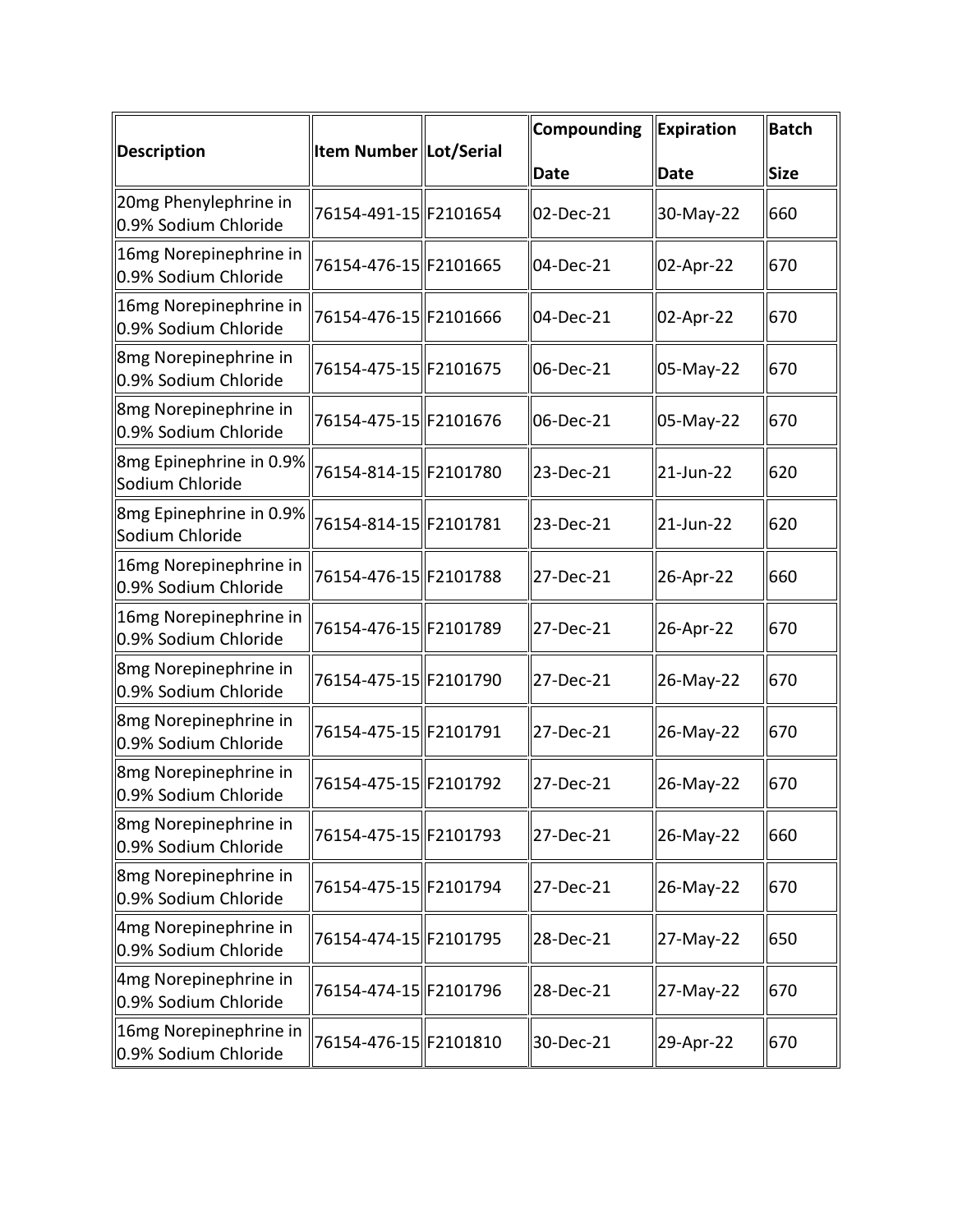| Description | Item Number | Lot/Serial | Compounding Date | Expiration Date | Batch Size |
|---|---|---|---|---|---|
| 20mg Phenylephrine in 0.9% Sodium Chloride | 76154-491-15 | F2101654 | 02-Dec-21 | 30-May-22 | 660 |
| 16mg Norepinephrine in 0.9% Sodium Chloride | 76154-476-15 | F2101665 | 04-Dec-21 | 02-Apr-22 | 670 |
| 16mg Norepinephrine in 0.9% Sodium Chloride | 76154-476-15 | F2101666 | 04-Dec-21 | 02-Apr-22 | 670 |
| 8mg Norepinephrine in 0.9% Sodium Chloride | 76154-475-15 | F2101675 | 06-Dec-21 | 05-May-22 | 670 |
| 8mg Norepinephrine in 0.9% Sodium Chloride | 76154-475-15 | F2101676 | 06-Dec-21 | 05-May-22 | 670 |
| 8mg Epinephrine in 0.9% Sodium Chloride | 76154-814-15 | F2101780 | 23-Dec-21 | 21-Jun-22 | 620 |
| 8mg Epinephrine in 0.9% Sodium Chloride | 76154-814-15 | F2101781 | 23-Dec-21 | 21-Jun-22 | 620 |
| 16mg Norepinephrine in 0.9% Sodium Chloride | 76154-476-15 | F2101788 | 27-Dec-21 | 26-Apr-22 | 660 |
| 16mg Norepinephrine in 0.9% Sodium Chloride | 76154-476-15 | F2101789 | 27-Dec-21 | 26-Apr-22 | 670 |
| 8mg Norepinephrine in 0.9% Sodium Chloride | 76154-475-15 | F2101790 | 27-Dec-21 | 26-May-22 | 670 |
| 8mg Norepinephrine in 0.9% Sodium Chloride | 76154-475-15 | F2101791 | 27-Dec-21 | 26-May-22 | 670 |
| 8mg Norepinephrine in 0.9% Sodium Chloride | 76154-475-15 | F2101792 | 27-Dec-21 | 26-May-22 | 670 |
| 8mg Norepinephrine in 0.9% Sodium Chloride | 76154-475-15 | F2101793 | 27-Dec-21 | 26-May-22 | 660 |
| 8mg Norepinephrine in 0.9% Sodium Chloride | 76154-475-15 | F2101794 | 27-Dec-21 | 26-May-22 | 670 |
| 4mg Norepinephrine in 0.9% Sodium Chloride | 76154-474-15 | F2101795 | 28-Dec-21 | 27-May-22 | 650 |
| 4mg Norepinephrine in 0.9% Sodium Chloride | 76154-474-15 | F2101796 | 28-Dec-21 | 27-May-22 | 670 |
| 16mg Norepinephrine in 0.9% Sodium Chloride | 76154-476-15 | F2101810 | 30-Dec-21 | 29-Apr-22 | 670 |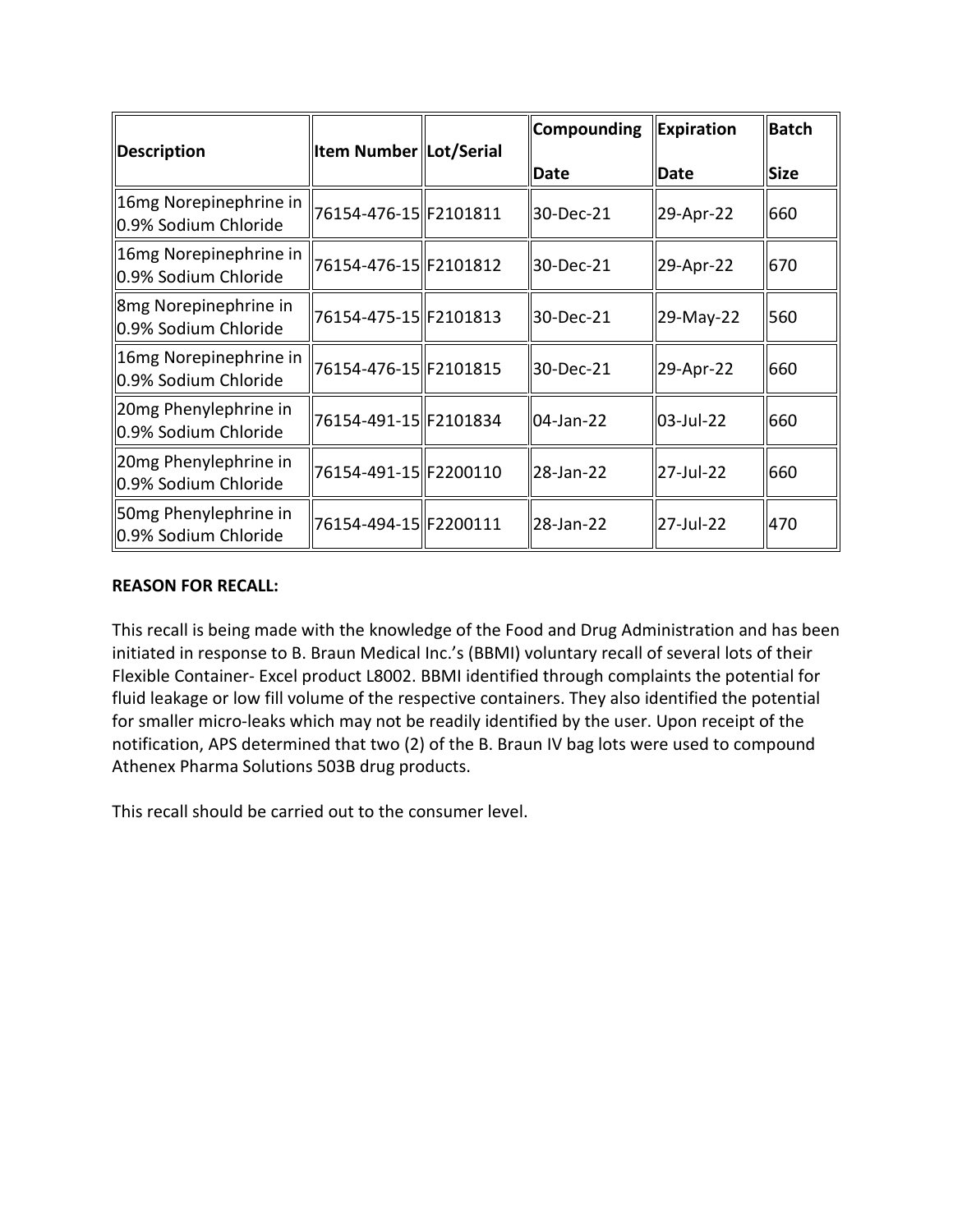| Description | Item Number | Lot/Serial | Compounding Date | Expiration Date | Batch Size |
|---|---|---|---|---|---|
| 16mg Norepinephrine in 0.9% Sodium Chloride | 76154-476-15 | F2101811 | 30-Dec-21 | 29-Apr-22 | 660 |
| 16mg Norepinephrine in 0.9% Sodium Chloride | 76154-476-15 | F2101812 | 30-Dec-21 | 29-Apr-22 | 670 |
| 8mg Norepinephrine in 0.9% Sodium Chloride | 76154-475-15 | F2101813 | 30-Dec-21 | 29-May-22 | 560 |
| 16mg Norepinephrine in 0.9% Sodium Chloride | 76154-476-15 | F2101815 | 30-Dec-21 | 29-Apr-22 | 660 |
| 20mg Phenylephrine in 0.9% Sodium Chloride | 76154-491-15 | F2101834 | 04-Jan-22 | 03-Jul-22 | 660 |
| 20mg Phenylephrine in 0.9% Sodium Chloride | 76154-491-15 | F2200110 | 28-Jan-22 | 27-Jul-22 | 660 |
| 50mg Phenylephrine in 0.9% Sodium Chloride | 76154-494-15 | F2200111 | 28-Jan-22 | 27-Jul-22 | 470 |

**REASON FOR RECALL:**

This recall is being made with the knowledge of the Food and Drug Administration and has been initiated in response to B. Braun Medical Inc.'s (BBMI) voluntary recall of several lots of their Flexible Container- Excel product L8002. BBMI identified through complaints the potential for fluid leakage or low fill volume of the respective containers. They also identified the potential for smaller micro-leaks which may not be readily identified by the user. Upon receipt of the notification, APS determined that two (2) of the B. Braun IV bag lots were used to compound Athenex Pharma Solutions 503B drug products.

This recall should be carried out to the consumer level.